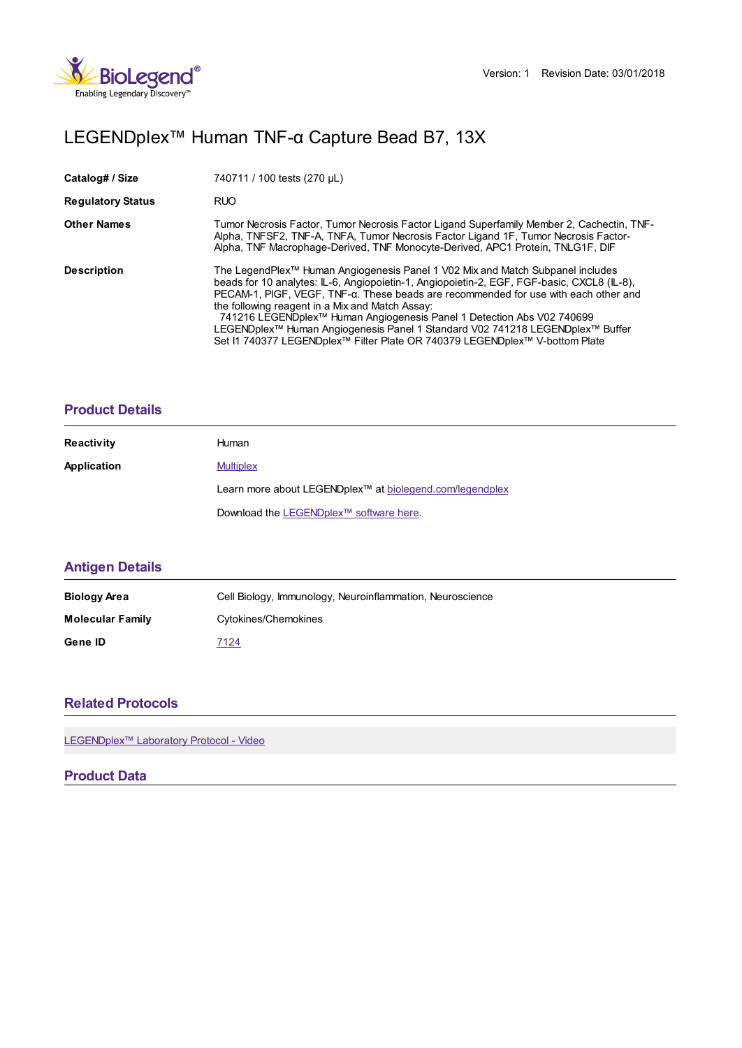Version: 1 Revision Date: 03/01/2018

# LEGENDplex™ Human TNF-α Capture Bead B7, 13X

| | |
|---|---|
| **Catalog# / Size** | 740711 / 100 tests (270 µL) |
| **Regulatory Status** | RUO |
| **Other Names** | Tumor Necrosis Factor, Tumor Necrosis Factor Ligand Superfamily Member 2, Cachectin, TNF-Alpha, TNFSF2, TNF-A, TNFA, Tumor Necrosis Factor Ligand 1F, Tumor Necrosis Factor-Alpha, TNF Macrophage-Derived, TNF Monocyte-Derived, APC1 Protein, TNLG1F, DIF |
| **Description** | The LegendPlex™ Human Angiogenesis Panel 1 V02 Mix and Match Subpanel includes beads for 10 analytes: IL-6, Angiopoietin-1, Angiopoietin-2, EGF, FGF-basic, CXCL8 (IL-8), PECAM-1, PIGF, VEGF, TNF-α. These beads are recommended for use with each other and the following reagent in a Mix and Match Assay: 741216 LEGENDplex™ Human Angiogenesis Panel 1 Detection Abs V02 740699 LEGENDplex™ Human Angiogenesis Panel 1 Standard V02 741218 LEGENDplex™ Buffer Set I1 740377 LEGENDplex™ Filter Plate OR 740379 LEGENDplex™ V-bottom Plate |

## Product Details

| | |
|---|---|
| **Reactivity** | Human |
| **Application** | Multiplex |

Learn more about LEGENDplex™ at biolegend.com/legendplex

Download the LEGENDplex™ software here.

## Antigen Details

| | |
|---|---|
| **Biology Area** | Cell Biology, Immunology, Neuroinflammation, Neuroscience |
| **Molecular Family** | Cytokines/Chemokines |
| **Gene ID** | 7124 |

## Related Protocols

LEGENDplex™ Laboratory Protocol - Video

## Product Data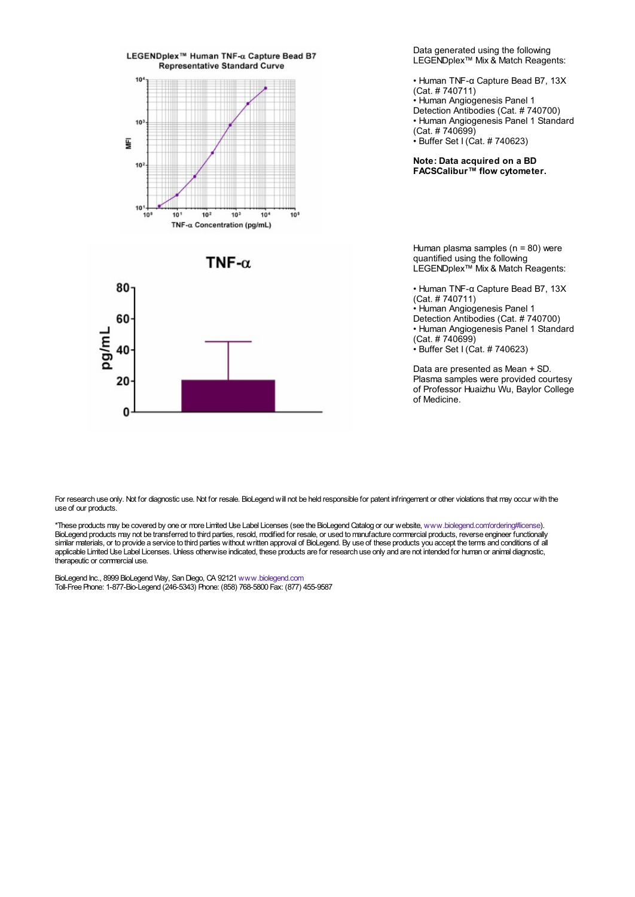LEGENDplex™ Human TNF-α Capture Bead B7
Representative Standard Curve

MFI

$10^4$
$10^3$
$10^2$
$10^1$

$10^0$ $10^1$ $10^2$ $10^3$ $10^4$ $10^5$

TNF-α Concentration (pg/mL)

Data generated using the following LEGENDplex™ Mix & Match Reagents:

- Human TNF-α Capture Bead B7, 13X (Cat. # 740711)
- Human Angiogenesis Panel 1 Detection Antibodies (Cat. # 740700)
- Human Angiogenesis Panel 1 Standard (Cat. # 740699)
- Buffer Set I (Cat. # 740623)

**Note: Data acquired on a BD FACSCalibur™ flow cytometer.**

TNF-α

pg/mL

80
60
40
20
0

Human plasma samples (n = 80) were quantified using the following LEGENDplex™ Mix & Match Reagents:

- Human TNF-α Capture Bead B7, 13X (Cat. # 740711)
- Human Angiogenesis Panel 1 Detection Antibodies (Cat. # 740700)
- Human Angiogenesis Panel 1 Standard (Cat. # 740699)
- Buffer Set I (Cat. # 740623)

Data are presented as Mean + SD. Plasma samples were provided courtesy of Professor Huaizhu Wu, Baylor College of Medicine.

For research use only. Not for diagnostic use. Not for resale. BioLegend will not be held responsible for patent infringement or other violations that may occur with the use of our products.

*These products may be covered by one or more Limited Use Label Licenses (see the BioLegend Catalog or our website, www.biolegend.com/ordering#license). BioLegend products may not be transferred to third parties, resold, modified for resale, or used to manufacture commercial products, reverse engineer functionally similar materials, or to provide a service to third parties without written approval of BioLegend. By use of these products you accept the terms and conditions of all applicable Limited Use Label Licenses. Unless otherwise indicated, these products are for research use only and are not intended for human or animal diagnostic, therapeutic or commercial use.

BioLegend Inc., 8999 BioLegend Way, San Diego, CA 92121 www.biolegend.com
Toll-Free Phone: 1-877-Bio-Legend (246-5343) Phone: (858) 768-5800 Fax: (877) 455-9587